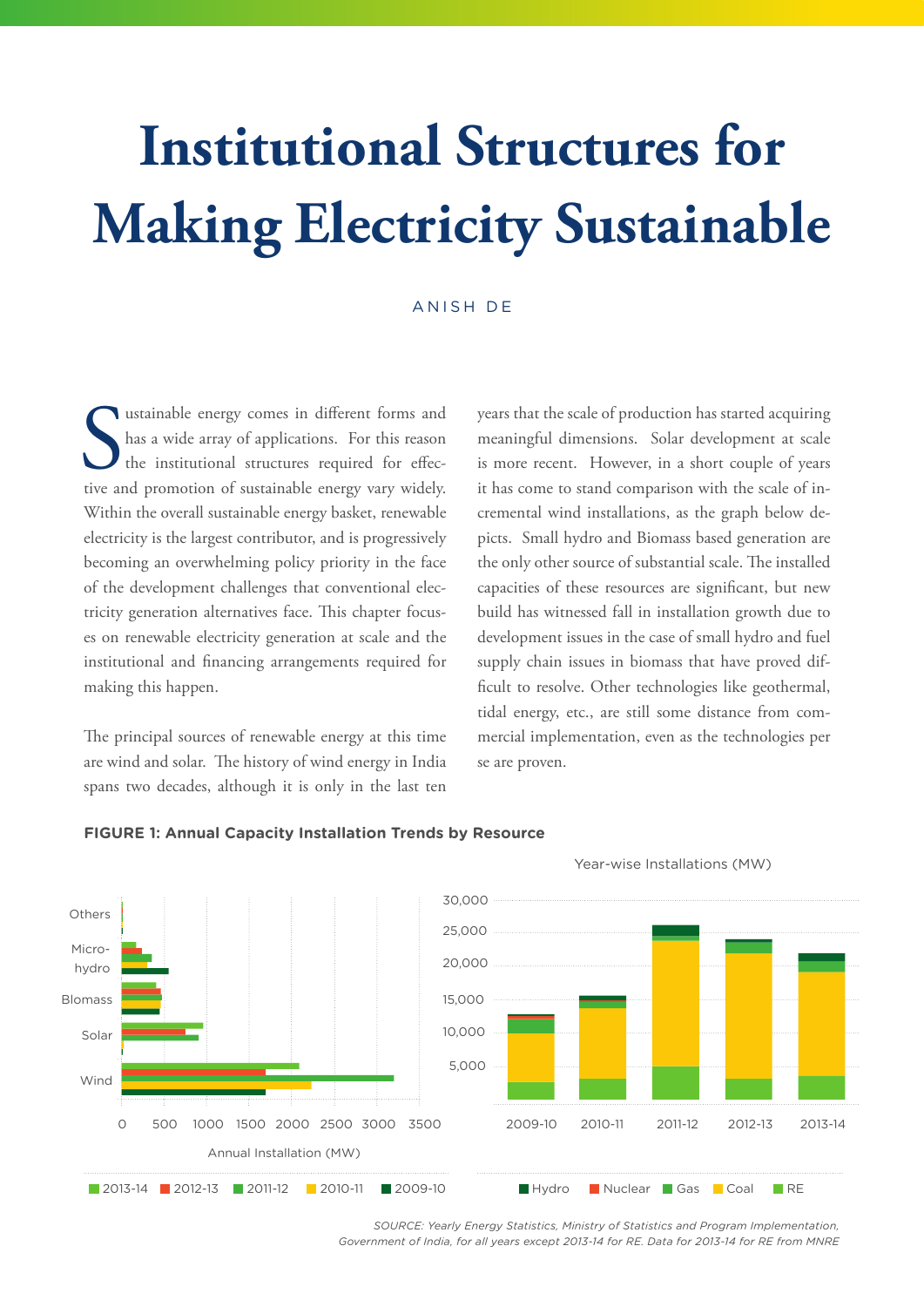# Institutional Structures for Making Electricity Sustainable

ANISH DE

Sustainable energy comes in different forms and has a wide array of applications. For this reason the institutional structures required for effective and promotion of sustainable energy vary widely. Within the overall sustainable energy basket, renewable electricity is the largest contributor, and is progressively becoming an overwhelming policy priority in the face of the development challenges that conventional electricity generation alternatives face. This chapter focuses on renewable electricity generation at scale and the institutional and financing arrangements required for making this happen.

The principal sources of renewable energy at this time are wind and solar. The history of wind energy in India spans two decades, although it is only in the last ten years that the scale of production has started acquiring meaningful dimensions. Solar development at scale is more recent. However, in a short couple of years it has come to stand comparison with the scale of incremental wind installations, as the graph below depicts. Small hydro and Biomass based generation are the only other source of substantial scale. The installed capacities of these resources are significant, but new build has witnessed fall in installation growth due to development issues in the case of small hydro and fuel supply chain issues in biomass that have proved difficult to resolve. Other technologies like geothermal, tidal energy, etc., are still some distance from commercial implementation, even as the technologies per se are proven.

**FIGURE 1: Annual Capacity Installation Trends by Resource**

*SOURCE: Yearly Energy Statistics, Ministry of Statistics and Program Implementation, Government of India, for all years except 2013-14 for RE. Data for 2013-14 for RE from MNRE*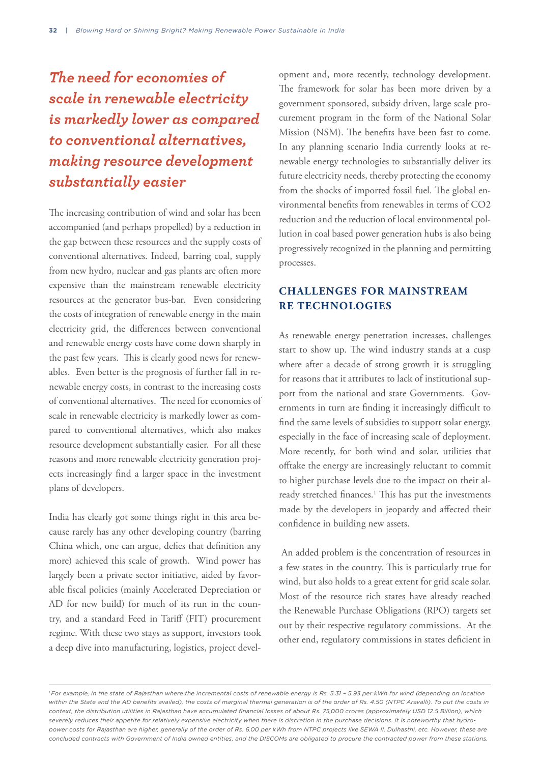*The need for economies of scale in renewable electricity is markedly lower as compared to conventional alternatives, making resource development substantially easier*

The increasing contribution of wind and solar has been accompanied (and perhaps propelled) by a reduction in the gap between these resources and the supply costs of conventional alternatives. Indeed, barring coal, supply from new hydro, nuclear and gas plants are often more expensive than the mainstream renewable electricity resources at the generator bus-bar. Even considering the costs of integration of renewable energy in the main electricity grid, the differences between conventional and renewable energy costs have come down sharply in the past few years. This is clearly good news for renewables. Even better is the prognosis of further fall in renewable energy costs, in contrast to the increasing costs of conventional alternatives. The need for economies of scale in renewable electricity is markedly lower as compared to conventional alternatives, which also makes resource development substantially easier. For all these reasons and more renewable electricity generation projects increasingly find a larger space in the investment plans of developers.

India has clearly got some things right in this area because rarely has any other developing country (barring China which, one can argue, defies that definition any more) achieved this scale of growth. Wind power has largely been a private sector initiative, aided by favorable fiscal policies (mainly Accelerated Depreciation or AD for new build) for much of its run in the country, and a standard Feed in Tariff (FIT) procurement regime. With these two stays as support, investors took a deep dive into manufacturing, logistics, project development and, more recently, technology development. The framework for solar has been more driven by a government sponsored, subsidy driven, large scale procurement program in the form of the National Solar Mission (NSM). The benefits have been fast to come. In any planning scenario India currently looks at renewable energy technologies to substantially deliver its future electricity needs, thereby protecting the economy from the shocks of imported fossil fuel. The global environmental benefits from renewables in terms of CO2 reduction and the reduction of local environmental pollution in coal based power generation hubs is also being progressively recognized in the planning and permitting processes.

## CHALLENGES FOR MAINSTREAM RE TECHNOLOGIES

As renewable energy penetration increases, challenges start to show up. The wind industry stands at a cusp where after a decade of strong growth it is struggling for reasons that it attributes to lack of institutional support from the national and state Governments. Governments in turn are finding it increasingly difficult to find the same levels of subsidies to support solar energy, especially in the face of increasing scale of deployment. More recently, for both wind and solar, utilities that offtake the energy are increasingly reluctant to commit to higher purchase levels due to the impact on their already stretched finances.[1] This has put the investments made by the developers in jeopardy and affected their confidence in building new assets.

An added problem is the concentration of resources in a few states in the country. This is particularly true for wind, but also holds to a great extent for grid scale solar. Most of the resource rich states have already reached the Renewable Purchase Obligations (RPO) targets set out by their respective regulatory commissions. At the other end, regulatory commissions in states deficient in

---

[1] *For example, in the state of Rajasthan where the incremental costs of renewable energy is Rs. 5.31 – 5.93 per kWh for wind (depending on location within the State and the AD benefits availed), the costs of marginal thermal generation is of the order of Rs. 4.50 (NTPC Aravalli). To put the costs in context, the distribution utilities in Rajasthan have accumulated financial losses of about Rs. 75,000 crores (approximately USD 12.5 Billion), which severely reduces their appetite for relatively expensive electricity when there is discretion in the purchase decisions. It is noteworthy that hydropower costs for Rajasthan are higher, generally of the order of Rs. 6.00 per kWh from NTPC projects like SEWA II, Dulhasthi, etc. However, these are concluded contracts with Government of India owned entities, and the DISCOMs are obligated to procure the contracted power from these stations.*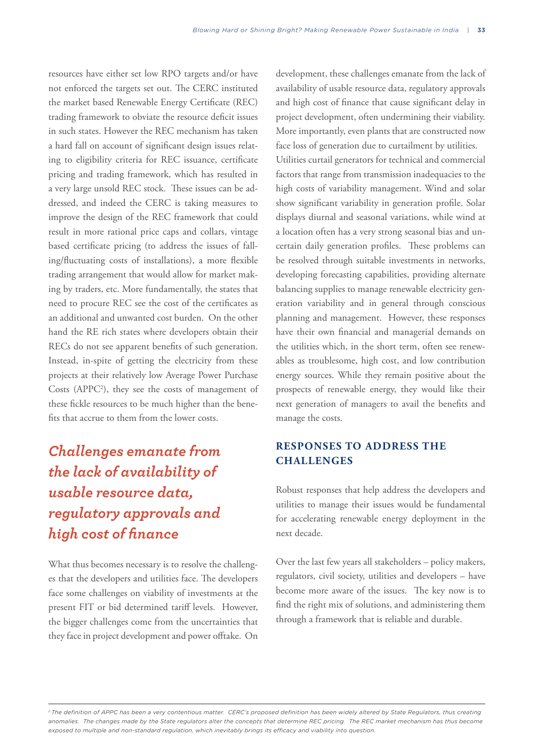resources have either set low RPO targets and/or have not enforced the targets set out. The CERC instituted the market based Renewable Energy Certificate (REC) trading framework to obviate the resource deficit issues in such states. However the REC mechanism has taken a hard fall on account of significant design issues relating to eligibility criteria for REC issuance, certificate pricing and trading framework, which has resulted in a very large unsold REC stock. These issues can be addressed, and indeed the CERC is taking measures to improve the design of the REC framework that could result in more rational price caps and collars, vintage based certificate pricing (to address the issues of falling/fluctuating costs of installations), a more flexible trading arrangement that would allow for market making by traders, etc. More fundamentally, the states that need to procure REC see the cost of the certificates as an additional and unwanted cost burden. On the other hand the RE rich states where developers obtain their RECs do not see apparent benefits of such generation. Instead, in-spite of getting the electricity from these projects at their relatively low Average Power Purchase Costs (APPC[2]), they see the costs of management of these fickle resources to be much higher than the benefits that accrue to them from the lower costs.

*Challenges emanate from the lack of availability of usable resource data, regulatory approvals and high cost of finance*

What thus becomes necessary is to resolve the challenges that the developers and utilities face. The developers face some challenges on viability of investments at the present FIT or bid determined tariff levels. However, the bigger challenges come from the uncertainties that they face in project development and power offtake. On development, these challenges emanate from the lack of availability of usable resource data, regulatory approvals and high cost of finance that cause significant delay in project development, often undermining their viability. More importantly, even plants that are constructed now face loss of generation due to curtailment by utilities. Utilities curtail generators for technical and commercial factors that range from transmission inadequacies to the high costs of variability management. Wind and solar show significant variability in generation profile. Solar displays diurnal and seasonal variations, while wind at a location often has a very strong seasonal bias and uncertain daily generation profiles. These problems can be resolved through suitable investments in networks, developing forecasting capabilities, providing alternate balancing supplies to manage renewable electricity generation variability and in general through conscious planning and management. However, these responses have their own financial and managerial demands on the utilities which, in the short term, often see renewables as troublesome, high cost, and low contribution energy sources. While they remain positive about the prospects of renewable energy, they would like their next generation of managers to avail the benefits and manage the costs.

## RESPONSES TO ADDRESS THE CHALLENGES

Robust responses that help address the developers and utilities to manage their issues would be fundamental for accelerating renewable energy deployment in the next decade.

Over the last few years all stakeholders – policy makers, regulators, civil society, utilities and developers – have become more aware of the issues. The key now is to find the right mix of solutions, and administering them through a framework that is reliable and durable.

---

*[2] The definition of APPC has been a very contentious matter. CERC's proposed definition has been widely altered by State Regulators, thus creating anomalies. The changes made by the State regulators alter the concepts that determine REC pricing. The REC market mechanism has thus become exposed to multiple and non-standard regulation, which inevitably brings its efficacy and viability into question.*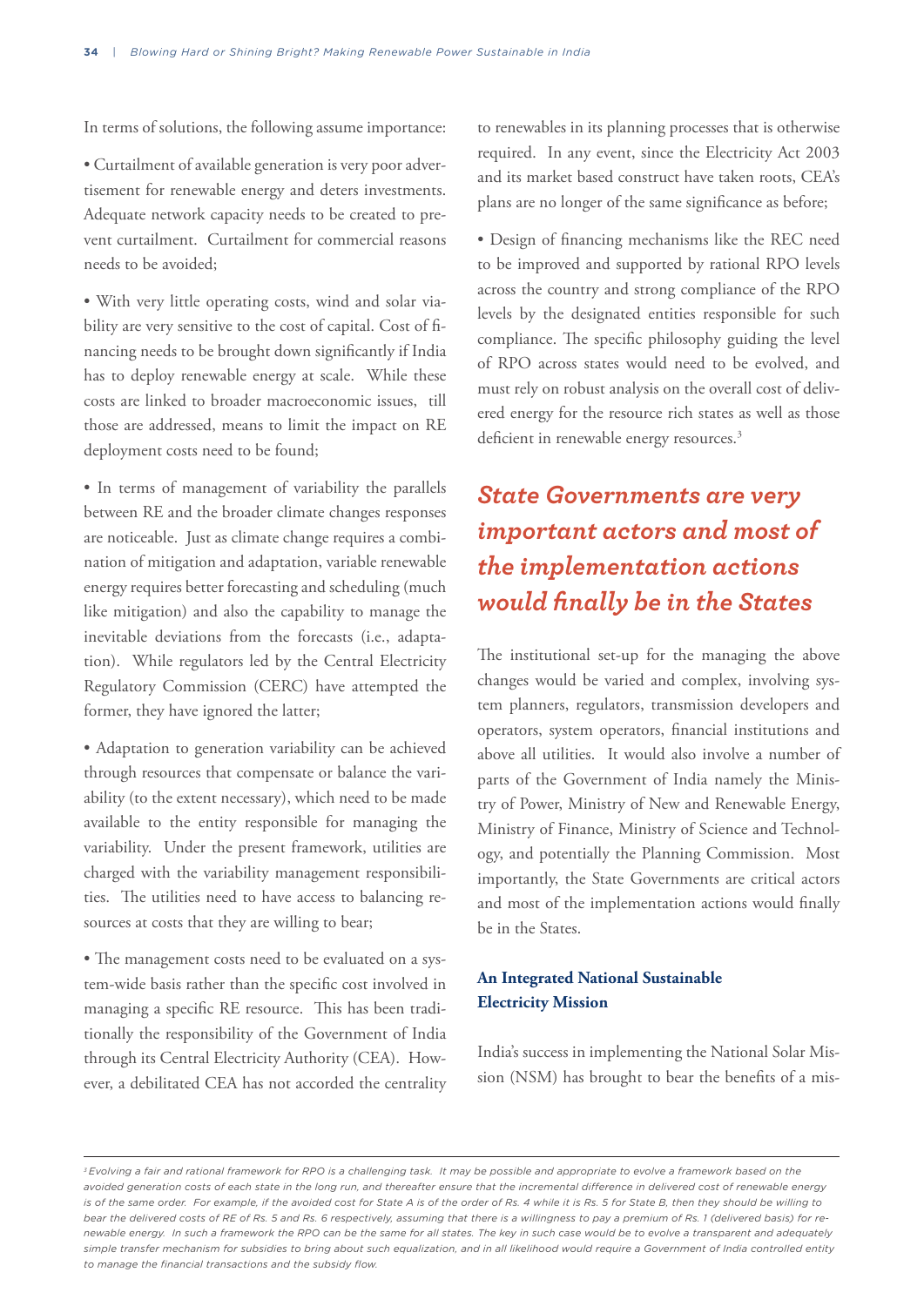In terms of solutions, the following assume importance:

- Curtailment of available generation is very poor advertisement for renewable energy and deters investments. Adequate network capacity needs to be created to prevent curtailment. Curtailment for commercial reasons needs to be avoided;

- With very little operating costs, wind and solar viability are very sensitive to the cost of capital. Cost of financing needs to be brought down significantly if India has to deploy renewable energy at scale. While these costs are linked to broader macroeconomic issues, till those are addressed, means to limit the impact on RE deployment costs need to be found;

- In terms of management of variability the parallels between RE and the broader climate changes responses are noticeable. Just as climate change requires a combination of mitigation and adaptation, variable renewable energy requires better forecasting and scheduling (much like mitigation) and also the capability to manage the inevitable deviations from the forecasts (i.e., adaptation). While regulators led by the Central Electricity Regulatory Commission (CERC) have attempted the former, they have ignored the latter;

- Adaptation to generation variability can be achieved through resources that compensate or balance the variability (to the extent necessary), which need to be made available to the entity responsible for managing the variability. Under the present framework, utilities are charged with the variability management responsibilities. The utilities need to have access to balancing resources at costs that they are willing to bear;

- The management costs need to be evaluated on a system-wide basis rather than the specific cost involved in managing a specific RE resource. This has been traditionally the responsibility of the Government of India through its Central Electricity Authority (CEA). However, a debilitated CEA has not accorded the centrality to renewables in its planning processes that is otherwise required. In any event, since the Electricity Act 2003 and its market based construct have taken roots, CEA's plans are no longer of the same significance as before;

- Design of financing mechanisms like the REC need to be improved and supported by rational RPO levels across the country and strong compliance of the RPO levels by the designated entities responsible for such compliance. The specific philosophy guiding the level of RPO across states would need to be evolved, and must rely on robust analysis on the overall cost of delivered energy for the resource rich states as well as those deficient in renewable energy resources.[3]

***State Governments are very important actors and most of the implementation actions would finally be in the States***

The institutional set-up for the managing the above changes would be varied and complex, involving system planners, regulators, transmission developers and operators, system operators, financial institutions and above all utilities. It would also involve a number of parts of the Government of India namely the Ministry of Power, Ministry of New and Renewable Energy, Ministry of Finance, Ministry of Science and Technology, and potentially the Planning Commission. Most importantly, the State Governments are critical actors and most of the implementation actions would finally be in the States.

### An Integrated National Sustainable Electricity Mission

India's success in implementing the National Solar Mission (NSM) has brought to bear the benefits of a mis-

---

[3] *Evolving a fair and rational framework for RPO is a challenging task. It may be possible and appropriate to evolve a framework based on the avoided generation costs of each state in the long run, and thereafter ensure that the incremental difference in delivered cost of renewable energy is of the same order. For example, if the avoided cost for State A is of the order of Rs. 4 while it is Rs. 5 for State B, then they should be willing to bear the delivered costs of RE of Rs. 5 and Rs. 6 respectively, assuming that there is a willingness to pay a premium of Rs. 1 (delivered basis) for renewable energy. In such a framework the RPO can be the same for all states. The key in such case would be to evolve a transparent and adequately simple transfer mechanism for subsidies to bring about such equalization, and in all likelihood would require a Government of India controlled entity to manage the financial transactions and the subsidy flow.*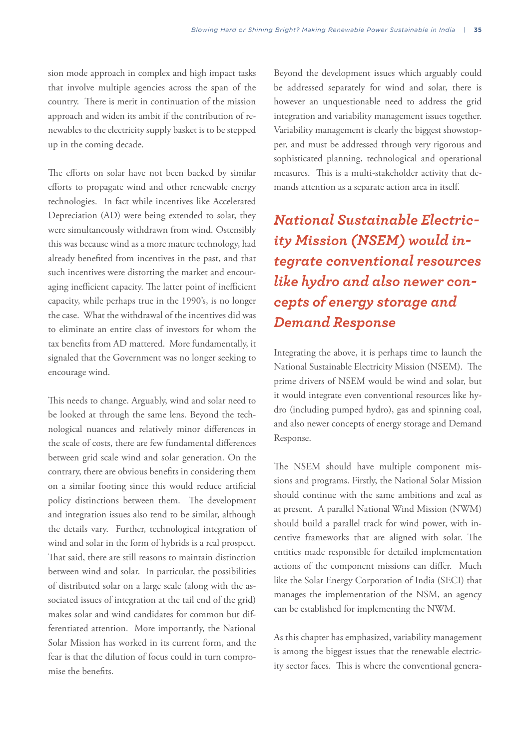sion mode approach in complex and high impact tasks that involve multiple agencies across the span of the country. There is merit in continuation of the mission approach and widen its ambit if the contribution of renewables to the electricity supply basket is to be stepped up in the coming decade.

The efforts on solar have not been backed by similar efforts to propagate wind and other renewable energy technologies. In fact while incentives like Accelerated Depreciation (AD) were being extended to solar, they were simultaneously withdrawn from wind. Ostensibly this was because wind as a more mature technology, had already benefited from incentives in the past, and that such incentives were distorting the market and encouraging inefficient capacity. The latter point of inefficient capacity, while perhaps true in the 1990's, is no longer the case. What the withdrawal of the incentives did was to eliminate an entire class of investors for whom the tax benefits from AD mattered. More fundamentally, it signaled that the Government was no longer seeking to encourage wind.

This needs to change. Arguably, wind and solar need to be looked at through the same lens. Beyond the technological nuances and relatively minor differences in the scale of costs, there are few fundamental differences between grid scale wind and solar generation. On the contrary, there are obvious benefits in considering them on a similar footing since this would reduce artificial policy distinctions between them. The development and integration issues also tend to be similar, although the details vary. Further, technological integration of wind and solar in the form of hybrids is a real prospect. That said, there are still reasons to maintain distinction between wind and solar. In particular, the possibilities of distributed solar on a large scale (along with the associated issues of integration at the tail end of the grid) makes solar and wind candidates for common but differentiated attention. More importantly, the National Solar Mission has worked in its current form, and the fear is that the dilution of focus could in turn compromise the benefits.

Beyond the development issues which arguably could be addressed separately for wind and solar, there is however an unquestionable need to address the grid integration and variability management issues together. Variability management is clearly the biggest showstopper, and must be addressed through very rigorous and sophisticated planning, technological and operational measures. This is a multi-stakeholder activity that demands attention as a separate action area in itself.

## *National Sustainable Electricity Mission (NSEM) would integrate conventional resources like hydro and also newer concepts of energy storage and Demand Response*

Integrating the above, it is perhaps time to launch the National Sustainable Electricity Mission (NSEM). The prime drivers of NSEM would be wind and solar, but it would integrate even conventional resources like hydro (including pumped hydro), gas and spinning coal, and also newer concepts of energy storage and Demand Response.

The NSEM should have multiple component missions and programs. Firstly, the National Solar Mission should continue with the same ambitions and zeal as at present. A parallel National Wind Mission (NWM) should build a parallel track for wind power, with incentive frameworks that are aligned with solar. The entities made responsible for detailed implementation actions of the component missions can differ. Much like the Solar Energy Corporation of India (SECI) that manages the implementation of the NSM, an agency can be established for implementing the NWM.

As this chapter has emphasized, variability management is among the biggest issues that the renewable electricity sector faces. This is where the conventional genera-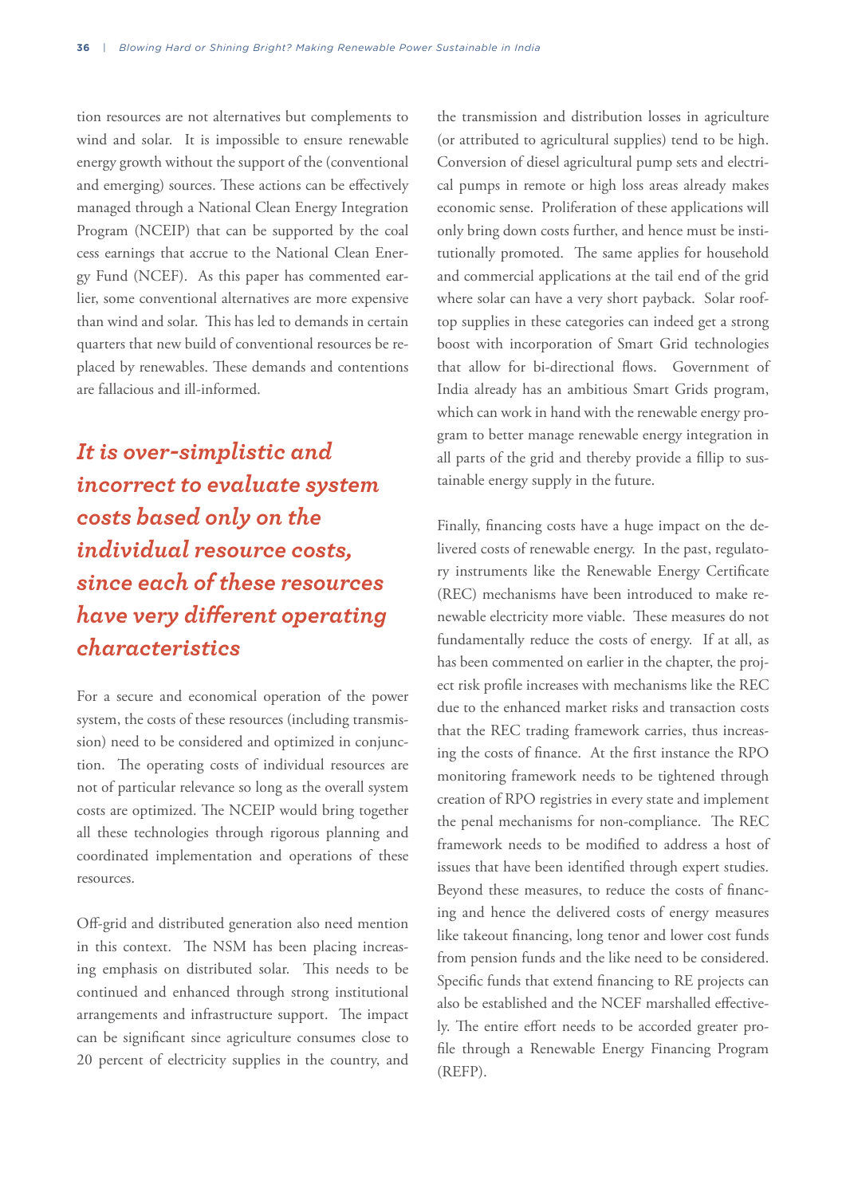tion resources are not alternatives but complements to wind and solar. It is impossible to ensure renewable energy growth without the support of the (conventional and emerging) sources. These actions can be effectively managed through a National Clean Energy Integration Program (NCEIP) that can be supported by the coal cess earnings that accrue to the National Clean Energy Fund (NCEF). As this paper has commented earlier, some conventional alternatives are more expensive than wind and solar. This has led to demands in certain quarters that new build of conventional resources be replaced by renewables. These demands and contentions are fallacious and ill-informed.

***It is over-simplistic and incorrect to evaluate system costs based only on the individual resource costs, since each of these resources have very different operating characteristics***

For a secure and economical operation of the power system, the costs of these resources (including transmission) need to be considered and optimized in conjunction. The operating costs of individual resources are not of particular relevance so long as the overall system costs are optimized. The NCEIP would bring together all these technologies through rigorous planning and coordinated implementation and operations of these resources.

Off-grid and distributed generation also need mention in this context. The NSM has been placing increasing emphasis on distributed solar. This needs to be continued and enhanced through strong institutional arrangements and infrastructure support. The impact can be significant since agriculture consumes close to 20 percent of electricity supplies in the country, and the transmission and distribution losses in agriculture (or attributed to agricultural supplies) tend to be high. Conversion of diesel agricultural pump sets and electrical pumps in remote or high loss areas already makes economic sense. Proliferation of these applications will only bring down costs further, and hence must be institutionally promoted. The same applies for household and commercial applications at the tail end of the grid where solar can have a very short payback. Solar rooftop supplies in these categories can indeed get a strong boost with incorporation of Smart Grid technologies that allow for bi-directional flows. Government of India already has an ambitious Smart Grids program, which can work in hand with the renewable energy program to better manage renewable energy integration in all parts of the grid and thereby provide a fillip to sustainable energy supply in the future.

Finally, financing costs have a huge impact on the delivered costs of renewable energy. In the past, regulatory instruments like the Renewable Energy Certificate (REC) mechanisms have been introduced to make renewable electricity more viable. These measures do not fundamentally reduce the costs of energy. If at all, as has been commented on earlier in the chapter, the project risk profile increases with mechanisms like the REC due to the enhanced market risks and transaction costs that the REC trading framework carries, thus increasing the costs of finance. At the first instance the RPO monitoring framework needs to be tightened through creation of RPO registries in every state and implement the penal mechanisms for non-compliance. The REC framework needs to be modified to address a host of issues that have been identified through expert studies. Beyond these measures, to reduce the costs of financing and hence the delivered costs of energy measures like takeout financing, long tenor and lower cost funds from pension funds and the like need to be considered. Specific funds that extend financing to RE projects can also be established and the NCEF marshalled effectively. The entire effort needs to be accorded greater profile through a Renewable Energy Financing Program (REFP).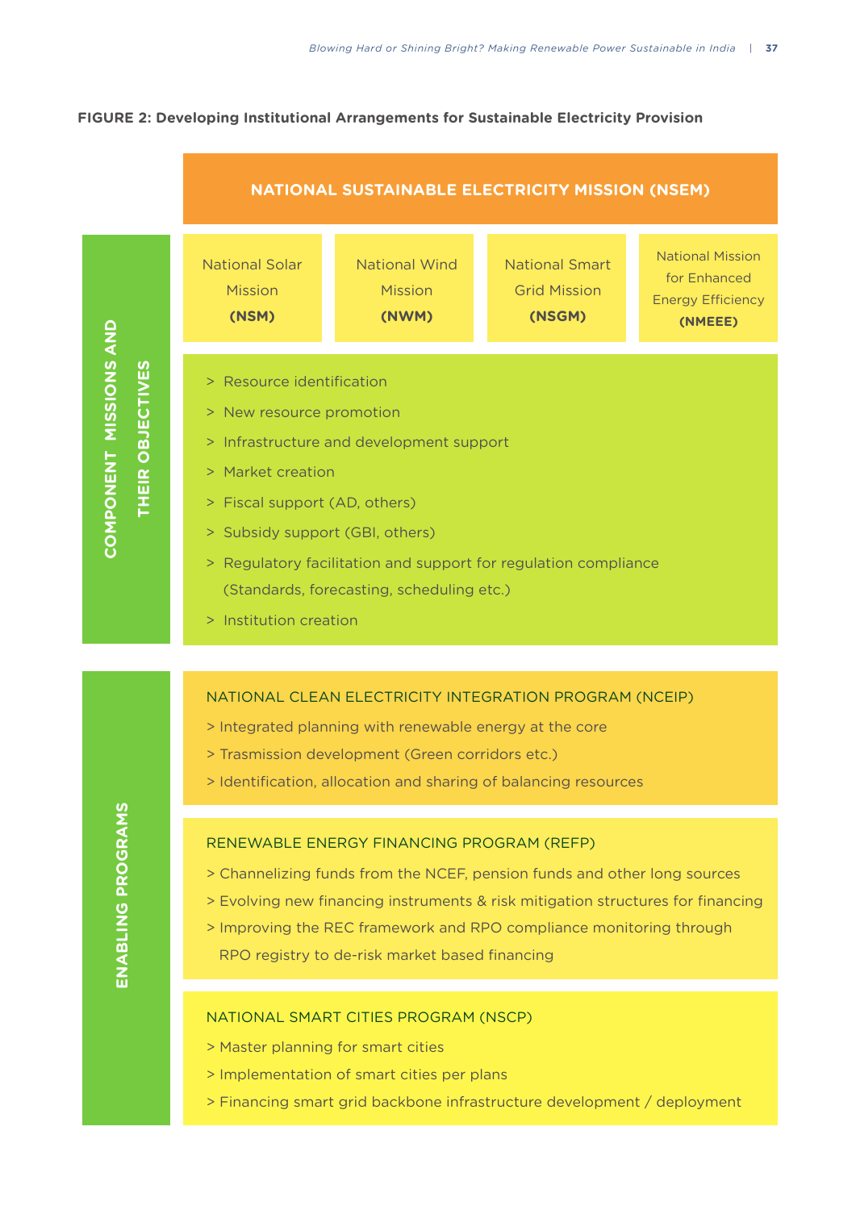**FIGURE 2: Developing Institutional Arrangements for Sustainable Electricity Provision**

## NATIONAL SUSTAINABLE ELECTRICITY MISSION (NSEM)

### COMPONENT MISSIONS AND THEIR OBJECTIVES

| National Solar Mission **(NSM)** | National Wind Mission **(NWM)** | National Smart Grid Mission **(NSGM)** | National Mission for Enhanced Energy Efficiency **(NMEEE)** |
|---|---|---|---|

> Resource identification

> New resource promotion

> Infrastructure and development support

> Market creation

> Fiscal support (AD, others)

> Subsidy support (GBI, others)

> Regulatory facilitation and support for regulation compliance (Standards, forecasting, scheduling etc.)

> Institution creation

### ENABLING PROGRAMS

NATIONAL CLEAN ELECTRICITY INTEGRATION PROGRAM (NCEIP)

> Integrated planning with renewable energy at the core

> Trasmission development (Green corridors etc.)

> Identification, allocation and sharing of balancing resources

RENEWABLE ENERGY FINANCING PROGRAM (REFP)

> Channelizing funds from the NCEF, pension funds and other long sources

> Evolving new financing instruments & risk mitigation structures for financing

> Improving the REC framework and RPO compliance monitoring through RPO registry to de-risk market based financing

NATIONAL SMART CITIES PROGRAM (NSCP)

> Master planning for smart cities

> Implementation of smart cities per plans

> Financing smart grid backbone infrastructure development / deployment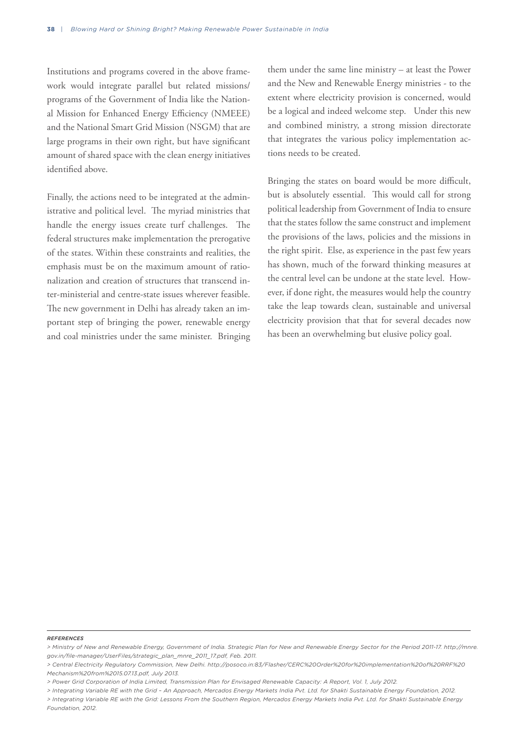Institutions and programs covered in the above framework would integrate parallel but related missions/ programs of the Government of India like the National Mission for Enhanced Energy Efficiency (NMEEE) and the National Smart Grid Mission (NSGM) that are large programs in their own right, but have significant amount of shared space with the clean energy initiatives identified above.

Finally, the actions need to be integrated at the administrative and political level. The myriad ministries that handle the energy issues create turf challenges. The federal structures make implementation the prerogative of the states. Within these constraints and realities, the emphasis must be on the maximum amount of rationalization and creation of structures that transcend inter-ministerial and centre-state issues wherever feasible. The new government in Delhi has already taken an important step of bringing the power, renewable energy and coal ministries under the same minister. Bringing them under the same line ministry – at least the Power and the New and Renewable Energy ministries - to the extent where electricity provision is concerned, would be a logical and indeed welcome step. Under this new and combined ministry, a strong mission directorate that integrates the various policy implementation actions needs to be created.

Bringing the states on board would be more difficult, but is absolutely essential. This would call for strong political leadership from Government of India to ensure that the states follow the same construct and implement the provisions of the laws, policies and the missions in the right spirit. Else, as experience in the past few years has shown, much of the forward thinking measures at the central level can be undone at the state level. However, if done right, the measures would help the country take the leap towards clean, sustainable and universal electricity provision that that for several decades now has been an overwhelming but elusive policy goal.

***REFERENCES***

> *Ministry of New and Renewable Energy, Government of India. Strategic Plan for New and Renewable Energy Sector for the Period 2011-17. http://mnre.gov.in/file-manager/UserFiles/strategic_plan_mnre_2011_17.pdf, Feb. 2011.*

> *Central Electricity Regulatory Commission, New Delhi. http://posoco.in:83/Flasher/CERC%20Order%20for%20implementation%20of%20RRF%20Mechanism%20from%2015.07.13.pdf, July 2013.*

> *Power Grid Corporation of India Limited, Transmission Plan for Envisaged Renewable Capacity: A Report, Vol. 1, July 2012.*

> *Integrating Variable RE with the Grid – An Approach, Mercados Energy Markets India Pvt. Ltd. for Shakti Sustainable Energy Foundation, 2012.*

> *Integrating Variable RE with the Grid: Lessons From the Southern Region, Mercados Energy Markets India Pvt. Ltd. for Shakti Sustainable Energy Foundation, 2012.*